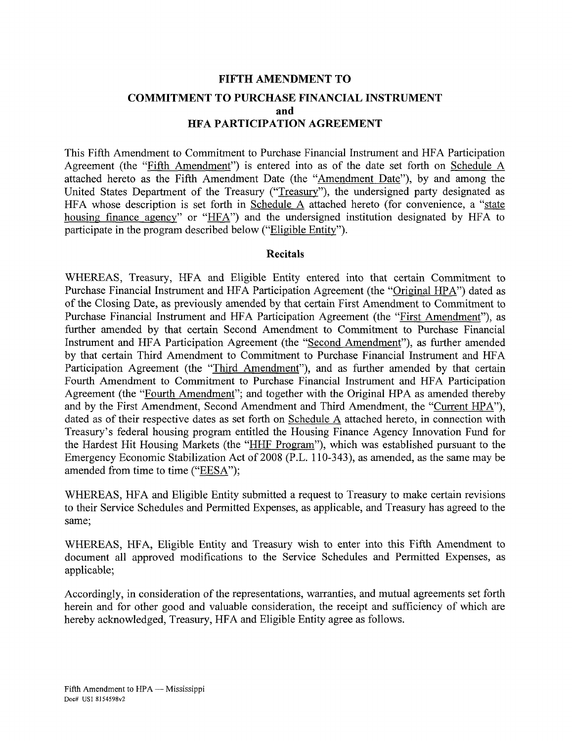# FIFTH AMENDMENT TO

## COMMITMENT TO PURCHASE FINANCIAL INSTRUMENT
## and
## HFA PARTICIPATION AGREEMENT

This Fifth Amendment to Commitment to Purchase Financial Instrument and HFA Participation Agreement (the "Fifth Amendment") is entered into as of the date set forth on Schedule A attached hereto as the Fifth Amendment Date (the "Amendment Date"), by and among the United States Department of the Treasury ("Treasury"), the undersigned party designated as HFA whose description is set forth in Schedule A attached hereto (for convenience, a "state housing finance agency" or "HFA") and the undersigned institution designated by HFA to participate in the program described below ("Eligible Entity").

### Recitals

WHEREAS, Treasury, HFA and Eligible Entity entered into that certain Commitment to Purchase Financial Instrument and HFA Participation Agreement (the "Original HPA") dated as of the Closing Date, as previously amended by that certain First Amendment to Commitment to Purchase Financial Instrument and HFA Participation Agreement (the "First Amendment"), as further amended by that certain Second Amendment to Commitment to Purchase Financial Instrument and HFA Participation Agreement (the "Second Amendment"), as further amended by that certain Third Amendment to Commitment to Purchase Financial Instrument and HFA Participation Agreement (the "Third Amendment"), and as further amended by that certain Fourth Amendment to Commitment to Purchase Financial Instrument and HFA Participation Agreement (the "Fourth Amendment"; and together with the Original HPA as amended thereby and by the First Amendment, Second Amendment and Third Amendment, the "Current HPA"), dated as of their respective dates as set forth on Schedule A attached hereto, in connection with Treasury's federal housing program entitled the Housing Finance Agency Innovation Fund for the Hardest Hit Housing Markets (the "HHF Program"), which was established pursuant to the Emergency Economic Stabilization Act of 2008 (P.L. 110-343), as amended, as the same may be amended from time to time ("EESA");

WHEREAS, HFA and Eligible Entity submitted a request to Treasury to make certain revisions to their Service Schedules and Permitted Expenses, as applicable, and Treasury has agreed to the same;

WHEREAS, HFA, Eligible Entity and Treasury wish to enter into this Fifth Amendment to document all approved modifications to the Service Schedules and Permitted Expenses, as applicable;

Accordingly, in consideration of the representations, warranties, and mutual agreements set forth herein and for other good and valuable consideration, the receipt and sufficiency of which are hereby acknowledged, Treasury, HFA and Eligible Entity agree as follows.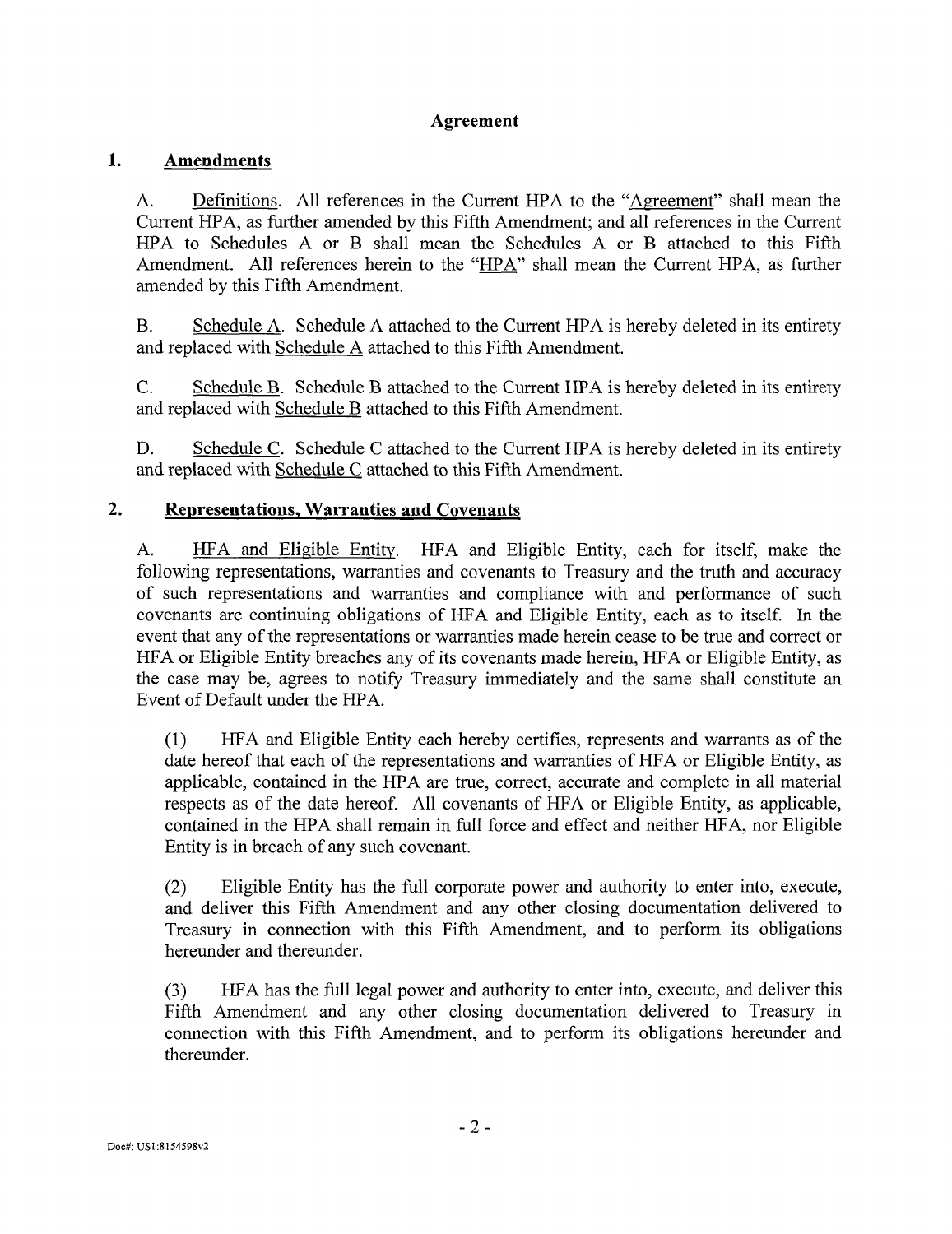## Agreement

### 1. Amendments

A. Definitions. All references in the Current HPA to the "Agreement" shall mean the Current HPA, as further amended by this Fifth Amendment; and all references in the Current HPA to Schedules A or B shall mean the Schedules A or B attached to this Fifth Amendment. All references herein to the "HPA" shall mean the Current HPA, as further amended by this Fifth Amendment.

B. Schedule A. Schedule A attached to the Current HPA is hereby deleted in its entirety and replaced with Schedule A attached to this Fifth Amendment.

C. Schedule B. Schedule B attached to the Current HPA is hereby deleted in its entirety and replaced with Schedule B attached to this Fifth Amendment.

D. Schedule C. Schedule C attached to the Current HPA is hereby deleted in its entirety and replaced with Schedule C attached to this Fifth Amendment.

### 2. Representations, Warranties and Covenants

A. HFA and Eligible Entity. HFA and Eligible Entity, each for itself, make the following representations, warranties and covenants to Treasury and the truth and accuracy of such representations and warranties and compliance with and performance of such covenants are continuing obligations of HFA and Eligible Entity, each as to itself. In the event that any of the representations or warranties made herein cease to be true and correct or HFA or Eligible Entity breaches any of its covenants made herein, HFA or Eligible Entity, as the case may be, agrees to notify Treasury immediately and the same shall constitute an Event of Default under the HPA.

(1) HFA and Eligible Entity each hereby certifies, represents and warrants as of the date hereof that each of the representations and warranties of HFA or Eligible Entity, as applicable, contained in the HPA are true, correct, accurate and complete in all material respects as of the date hereof. All covenants of HFA or Eligible Entity, as applicable, contained in the HPA shall remain in full force and effect and neither HFA, nor Eligible Entity is in breach of any such covenant.

(2) Eligible Entity has the full corporate power and authority to enter into, execute, and deliver this Fifth Amendment and any other closing documentation delivered to Treasury in connection with this Fifth Amendment, and to perform its obligations hereunder and thereunder.

(3) HFA has the full legal power and authority to enter into, execute, and deliver this Fifth Amendment and any other closing documentation delivered to Treasury in connection with this Fifth Amendment, and to perform its obligations hereunder and thereunder.

Doc#: US1:8154598v2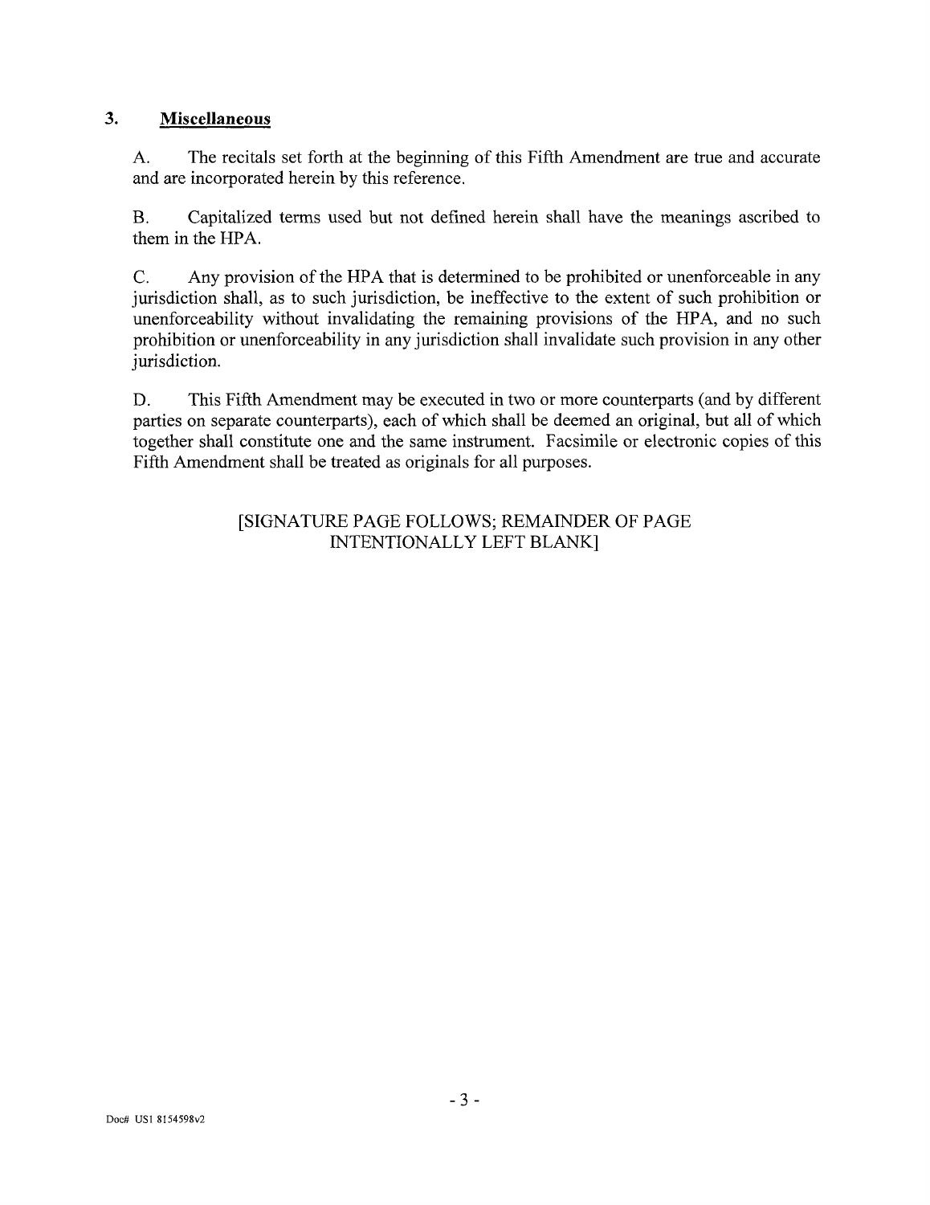## 3. **Miscellaneous**

A. The recitals set forth at the beginning of this Fifth Amendment are true and accurate and are incorporated herein by this reference.

B. Capitalized terms used but not defined herein shall have the meanings ascribed to them in the HPA.

C. Any provision of the HPA that is determined to be prohibited or unenforceable in any jurisdiction shall, as to such jurisdiction, be ineffective to the extent of such prohibition or unenforceability without invalidating the remaining provisions of the HPA, and no such prohibition or unenforceability in any jurisdiction shall invalidate such provision in any other jurisdiction.

D. This Fifth Amendment may be executed in two or more counterparts (and by different parties on separate counterparts), each of which shall be deemed an original, but all of which together shall constitute one and the same instrument. Facsimile or electronic copies of this Fifth Amendment shall be treated as originals for all purposes.

[SIGNATURE PAGE FOLLOWS; REMAINDER OF PAGE INTENTIONALLY LEFT BLANK]

Doc# US1 8154598v2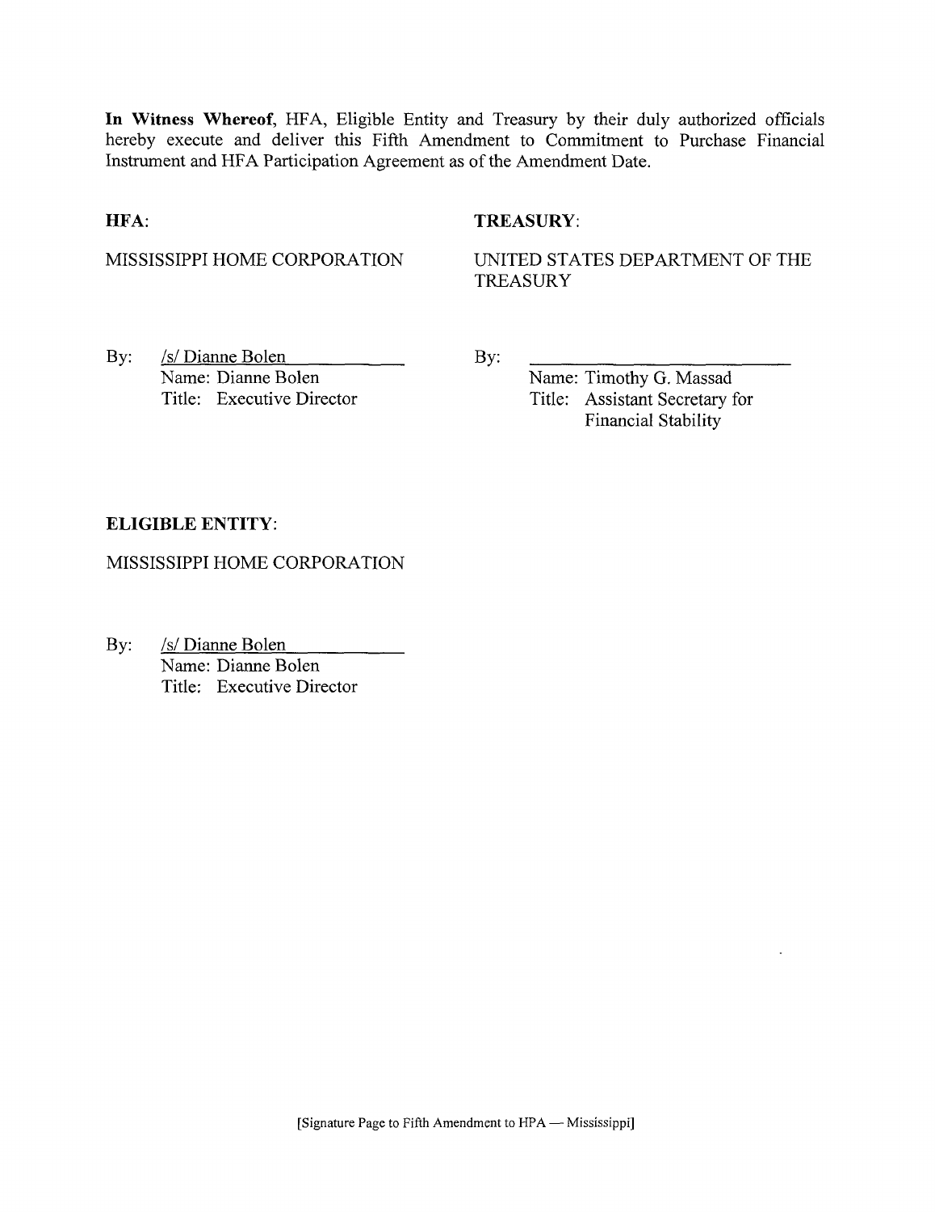**In Witness Whereof**, HFA, Eligible Entity and Treasury by their duly authorized officials hereby execute and deliver this Fifth Amendment to Commitment to Purchase Financial Instrument and HFA Participation Agreement as of the Amendment Date.

**HFA**:

MISSISSIPPI HOME CORPORATION

By: /s/ Dianne Bolen
Name: Dianne Bolen
Title: Executive Director

**TREASURY**:

UNITED STATES DEPARTMENT OF THE TREASURY

By: ______________________________
Name: Timothy G. Massad
Title: Assistant Secretary for Financial Stability

**ELIGIBLE ENTITY**:

MISSISSIPPI HOME CORPORATION

By: /s/ Dianne Bolen
Name: Dianne Bolen
Title: Executive Director

[Signature Page to Fifth Amendment to HPA — Mississippi]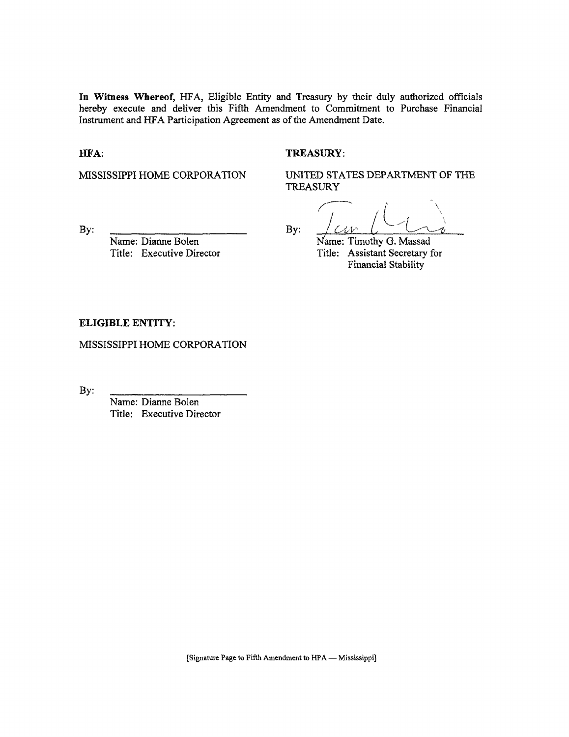**In Witness Whereof**, HFA, Eligible Entity and Treasury by their duly authorized officials hereby execute and deliver this Fifth Amendment to Commitment to Purchase Financial Instrument and HFA Participation Agreement as of the Amendment Date.

**HFA**:

MISSISSIPPI HOME CORPORATION

By: ______________________

Name: Dianne Bolen
Title: Executive Director

**TREASURY**:

UNITED STATES DEPARTMENT OF THE TREASURY

By: ______________________

Name: Timothy G. Massad
Title: Assistant Secretary for Financial Stability

**ELIGIBLE ENTITY**:

MISSISSIPPI HOME CORPORATION

By: ______________________

Name: Dianne Bolen
Title: Executive Director

[Signature Page to Fifth Amendment to HPA — Mississippi]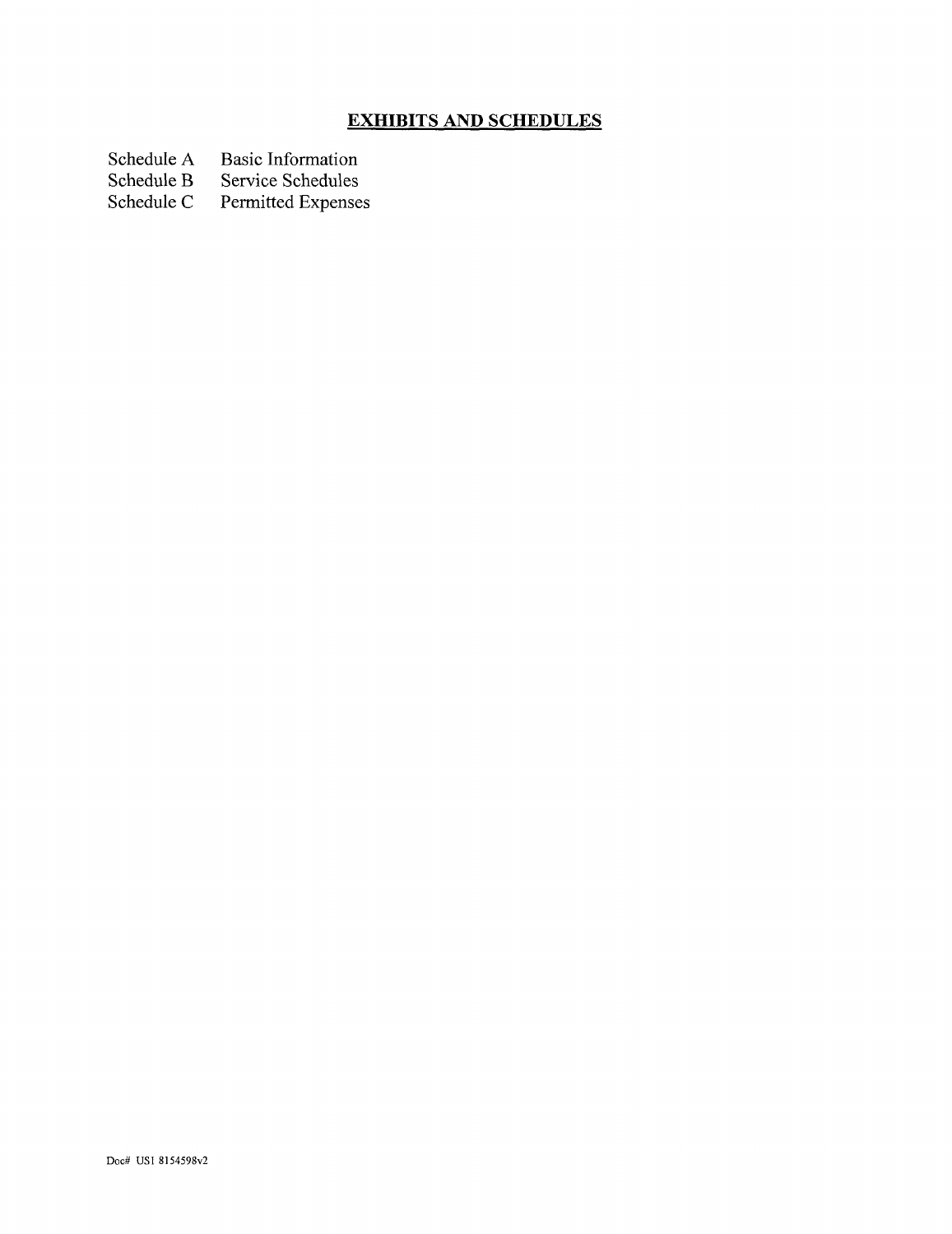# EXHIBITS AND SCHEDULES

| | |
|---|---|
| Schedule A | Basic Information |
| Schedule B | Service Schedules |
| Schedule C | Permitted Expenses |

Doc# US1 8154598v2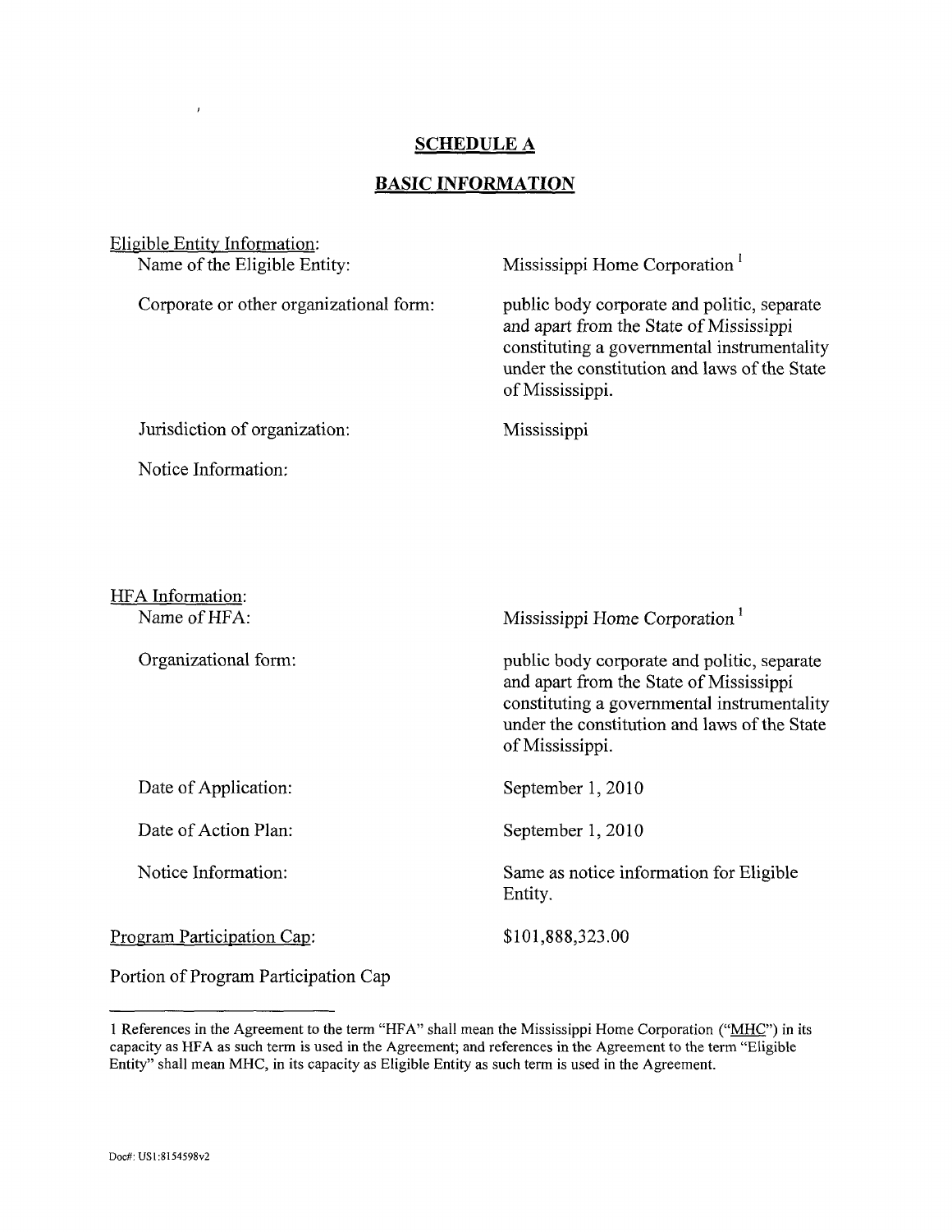## SCHEDULE A

## BASIC INFORMATION

Eligible Entity Information:

| | |
|---|---|
| Name of the Eligible Entity: | Mississippi Home Corporation [1] |
| Corporate or other organizational form: | public body corporate and politic, separate and apart from the State of Mississippi constituting a governmental instrumentality under the constitution and laws of the State of Mississippi. |
| Jurisdiction of organization: | Mississippi |
| Notice Information: | |

HFA Information:

| | |
|---|---|
| Name of HFA: | Mississippi Home Corporation [1] |
| Organizational form: | public body corporate and politic, separate and apart from the State of Mississippi constituting a governmental instrumentality under the constitution and laws of the State of Mississippi. |
| Date of Application: | September 1, 2010 |
| Date of Action Plan: | September 1, 2010 |
| Notice Information: | Same as notice information for Eligible Entity. |

Program Participation Cap: $101,888,323.00

Portion of Program Participation Cap

---

1 References in the Agreement to the term "HFA" shall mean the Mississippi Home Corporation ("MHC") in its capacity as HFA as such term is used in the Agreement; and references in the Agreement to the term "Eligible Entity" shall mean MHC, in its capacity as Eligible Entity as such term is used in the Agreement.

Doc#: US1:8154598v2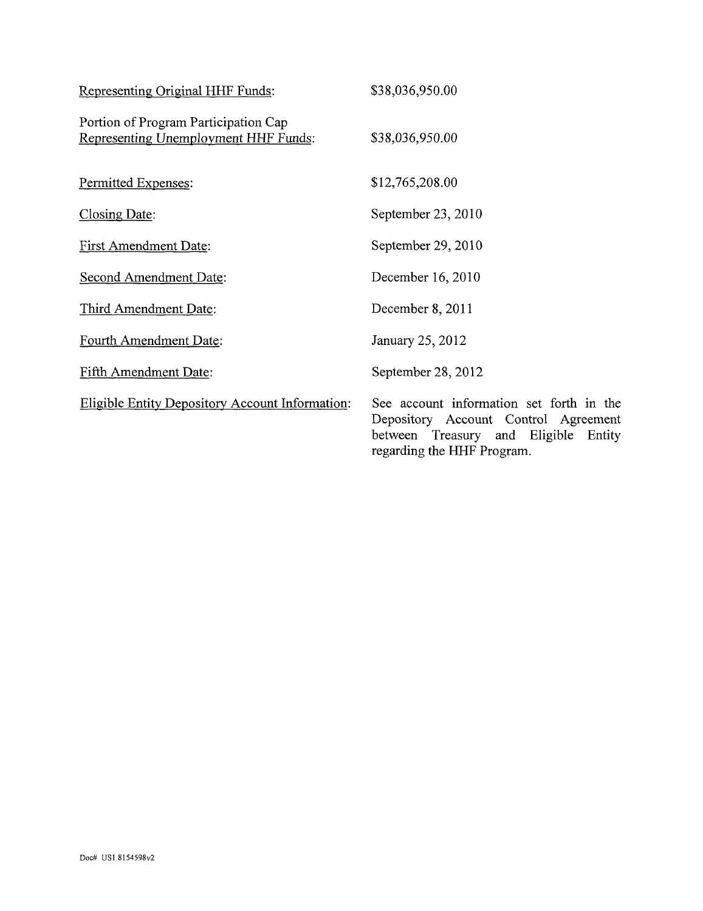| | |
|---|---|
| Representing Original HHF Funds: | $38,036,950.00 |
| Portion of Program Participation Cap Representing Unemployment HHF Funds: | $38,036,950.00 |
| Permitted Expenses: | $12,765,208.00 |
| Closing Date: | September 23, 2010 |
| First Amendment Date: | September 29, 2010 |
| Second Amendment Date: | December 16, 2010 |
| Third Amendment Date: | December 8, 2011 |
| Fourth Amendment Date: | January 25, 2012 |
| Fifth Amendment Date: | September 28, 2012 |
| Eligible Entity Depository Account Information: | See account information set forth in the Depository Account Control Agreement between Treasury and Eligible Entity regarding the HHF Program. |

Doc# US1 8154598v2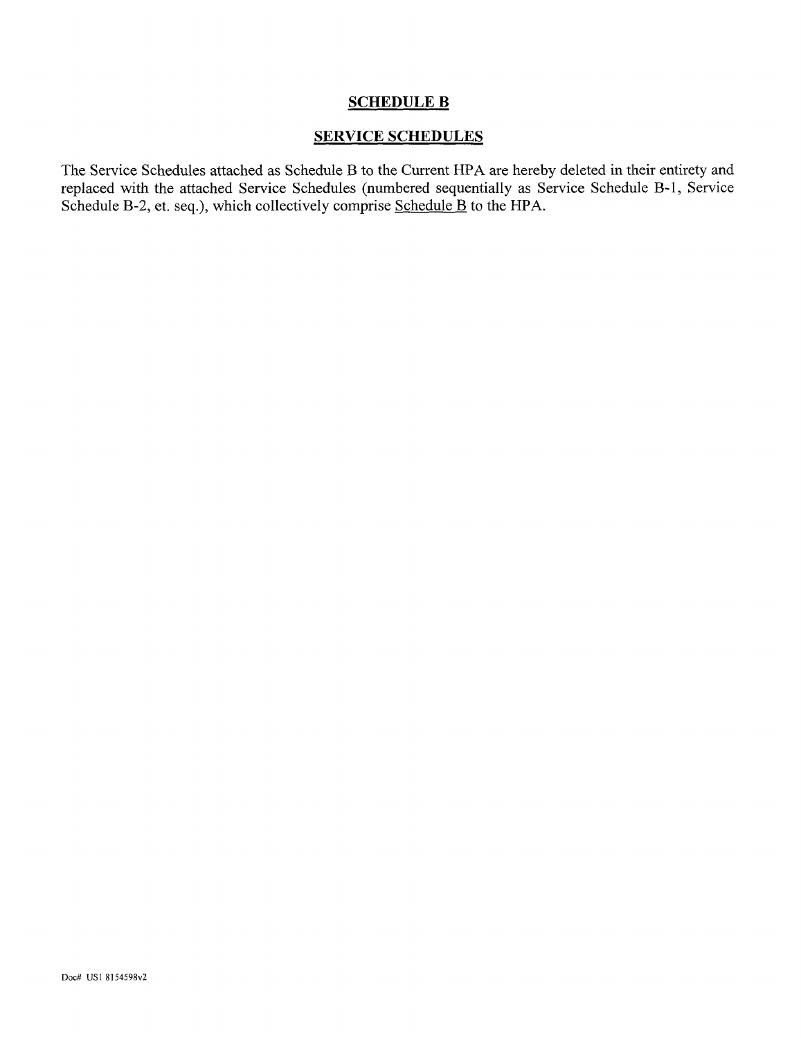# SCHEDULE B

## SERVICE SCHEDULES

The Service Schedules attached as Schedule B to the Current HPA are hereby deleted in their entirety and replaced with the attached Service Schedules (numbered sequentially as Service Schedule B-1, Service Schedule B-2, et. seq.), which collectively comprise Schedule B to the HPA.

Doc# US1 8154598v2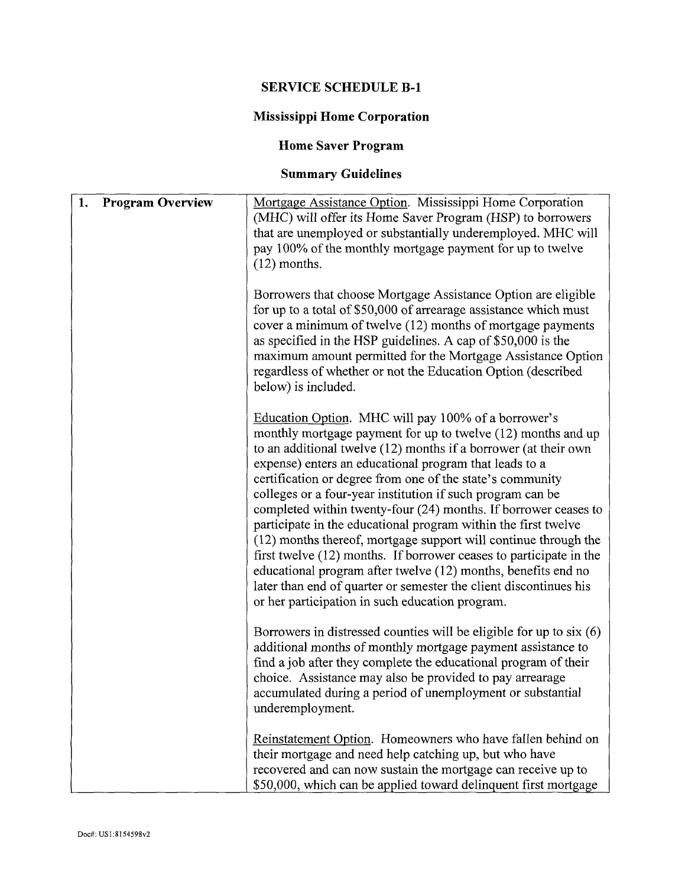# SERVICE SCHEDULE B-1

## Mississippi Home Corporation

## Home Saver Program

## Summary Guidelines

| | |
|---|---|
| **1. Program Overview** | Mortgage Assistance Option. Mississippi Home Corporation (MHC) will offer its Home Saver Program (HSP) to borrowers that are unemployed or substantially underemployed. MHC will pay 100% of the monthly mortgage payment for up to twelve (12) months.<br><br>Borrowers that choose Mortgage Assistance Option are eligible for up to a total of $50,000 of arrearage assistance which must cover a minimum of twelve (12) months of mortgage payments as specified in the HSP guidelines. A cap of $50,000 is the maximum amount permitted for the Mortgage Assistance Option regardless of whether or not the Education Option (described below) is included.<br><br>Education Option. MHC will pay 100% of a borrower's monthly mortgage payment for up to twelve (12) months and up to an additional twelve (12) months if a borrower (at their own expense) enters an educational program that leads to a certification or degree from one of the state's community colleges or a four-year institution if such program can be completed within twenty-four (24) months. If borrower ceases to participate in the educational program within the first twelve (12) months thereof, mortgage support will continue through the first twelve (12) months. If borrower ceases to participate in the educational program after twelve (12) months, benefits end no later than end of quarter or semester the client discontinues his or her participation in such education program.<br><br>Borrowers in distressed counties will be eligible for up to six (6) additional months of monthly mortgage payment assistance to find a job after they complete the educational program of their choice. Assistance may also be provided to pay arrearage accumulated during a period of unemployment or substantial underemployment.<br><br>Reinstatement Option. Homeowners who have fallen behind on their mortgage and need help catching up, but who have recovered and can now sustain the mortgage can receive up to $50,000, which can be applied toward delinquent first mortgage |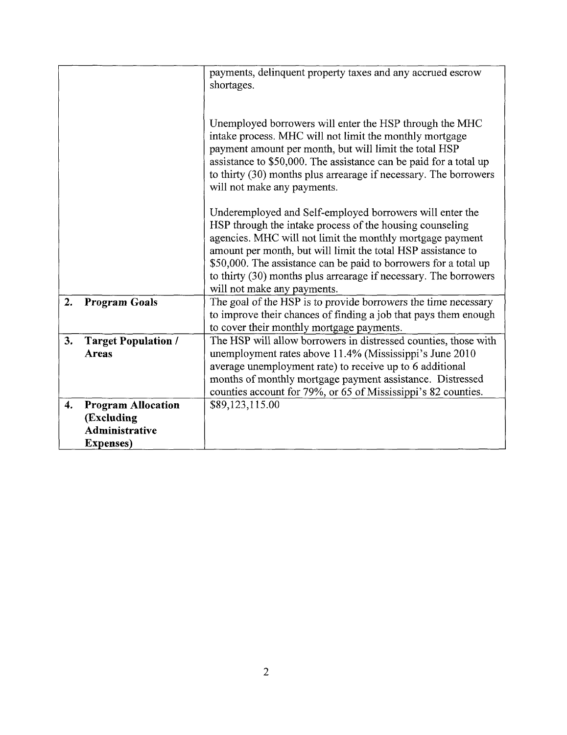| | |
|---|---|
| | payments, delinquent property taxes and any accrued escrow shortages.<br><br>Unemployed borrowers will enter the HSP through the MHC intake process. MHC will not limit the monthly mortgage payment amount per month, but will limit the total HSP assistance to $50,000. The assistance can be paid for a total up to thirty (30) months plus arrearage if necessary. The borrowers will not make any payments.<br><br>Underemployed and Self-employed borrowers will enter the HSP through the intake process of the housing counseling agencies. MHC will not limit the monthly mortgage payment amount per month, but will limit the total HSP assistance to $50,000. The assistance can be paid to borrowers for a total up to thirty (30) months plus arrearage if necessary. The borrowers will not make any payments. |
| **2. Program Goals** | The goal of the HSP is to provide borrowers the time necessary to improve their chances of finding a job that pays them enough to cover their monthly mortgage payments. |
| **3. Target Population / Areas** | The HSP will allow borrowers in distressed counties, those with unemployment rates above 11.4% (Mississippi's June 2010 average unemployment rate) to receive up to 6 additional months of monthly mortgage payment assistance. Distressed counties account for 79%, or 65 of Mississippi's 82 counties. |
| **4. Program Allocation (Excluding Administrative Expenses)** | $89,123,115.00 |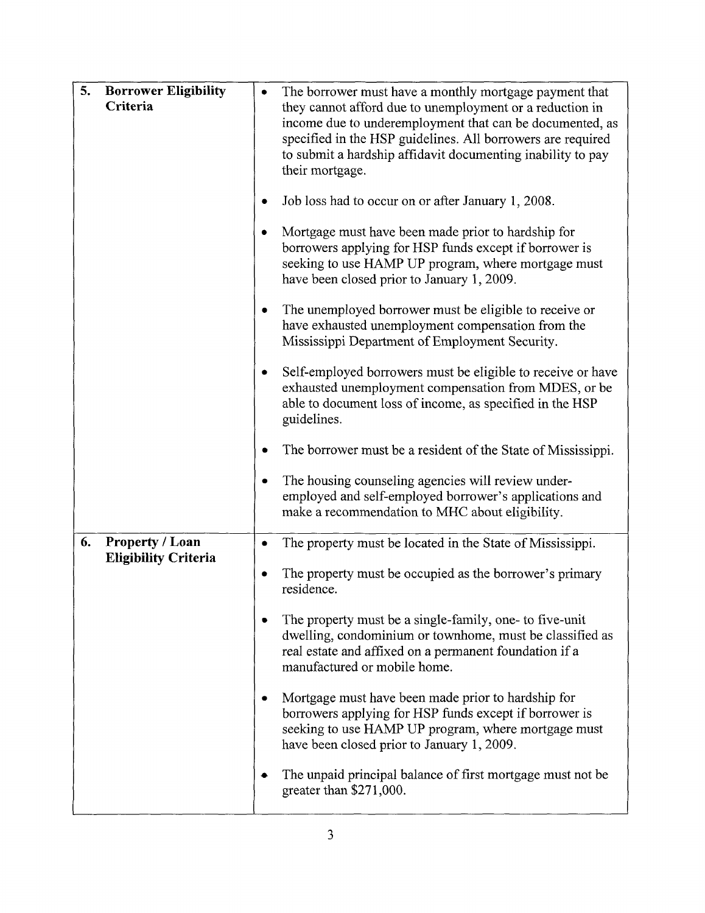| | |
|---|---|
| **5. Borrower Eligibility Criteria** | • The borrower must have a monthly mortgage payment that they cannot afford due to unemployment or a reduction in income due to underemployment that can be documented, as specified in the HSP guidelines. All borrowers are required to submit a hardship affidavit documenting inability to pay their mortgage.<br><br>• Job loss had to occur on or after January 1, 2008.<br><br>• Mortgage must have been made prior to hardship for borrowers applying for HSP funds except if borrower is seeking to use HAMP UP program, where mortgage must have been closed prior to January 1, 2009.<br><br>• The unemployed borrower must be eligible to receive or have exhausted unemployment compensation from the Mississippi Department of Employment Security.<br><br>• Self-employed borrowers must be eligible to receive or have exhausted unemployment compensation from MDES, or be able to document loss of income, as specified in the HSP guidelines.<br><br>• The borrower must be a resident of the State of Mississippi.<br><br>• The housing counseling agencies will review under-employed and self-employed borrower's applications and make a recommendation to MHC about eligibility. |
| **6. Property / Loan Eligibility Criteria** | • The property must be located in the State of Mississippi.<br><br>• The property must be occupied as the borrower's primary residence.<br><br>• The property must be a single-family, one- to five-unit dwelling, condominium or townhome, must be classified as real estate and affixed on a permanent foundation if a manufactured or mobile home.<br><br>• Mortgage must have been made prior to hardship for borrowers applying for HSP funds except if borrower is seeking to use HAMP UP program, where mortgage must have been closed prior to January 1, 2009.<br><br>• The unpaid principal balance of first mortgage must not be greater than $271,000. |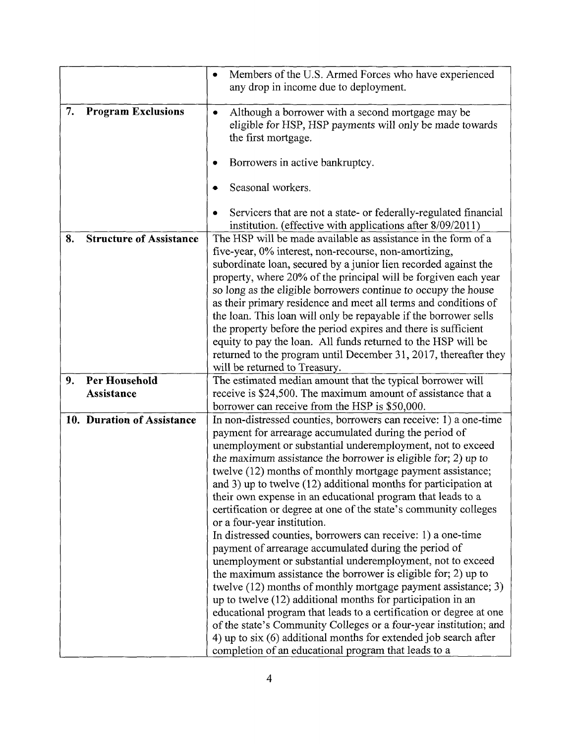| | |
|---|---|
| | • Members of the U.S. Armed Forces who have experienced any drop in income due to deployment. |
| **7. Program Exclusions** | • Although a borrower with a second mortgage may be eligible for HSP, HSP payments will only be made towards the first mortgage.<br><br>• Borrowers in active bankruptcy.<br><br>• Seasonal workers.<br><br>• Servicers that are not a state- or federally-regulated financial institution. (effective with applications after 8/09/2011) |
| **8. Structure of Assistance** | The HSP will be made available as assistance in the form of a five-year, 0% interest, non-recourse, non-amortizing, subordinate loan, secured by a junior lien recorded against the property, where 20% of the principal will be forgiven each year so long as the eligible borrowers continue to occupy the house as their primary residence and meet all terms and conditions of the loan. This loan will only be repayable if the borrower sells the property before the period expires and there is sufficient equity to pay the loan. All funds returned to the HSP will be returned to the program until December 31, 2017, thereafter they will be returned to Treasury. |
| **9. Per Household Assistance** | The estimated median amount that the typical borrower will receive is $24,500. The maximum amount of assistance that a borrower can receive from the HSP is $50,000. |
| **10. Duration of Assistance** | In non-distressed counties, borrowers can receive: 1) a one-time payment for arrearage accumulated during the period of unemployment or substantial underemployment, not to exceed the maximum assistance the borrower is eligible for; 2) up to twelve (12) months of monthly mortgage payment assistance; and 3) up to twelve (12) additional months for participation at their own expense in an educational program that leads to a certification or degree at one of the state's community colleges or a four-year institution.<br>In distressed counties, borrowers can receive: 1) a one-time payment of arrearage accumulated during the period of unemployment or substantial underemployment, not to exceed the maximum assistance the borrower is eligible for; 2) up to twelve (12) months of monthly mortgage payment assistance; 3) up to twelve (12) additional months for participation in an educational program that leads to a certification or degree at one of the state's Community Colleges or a four-year institution; and 4) up to six (6) additional months for extended job search after completion of an educational program that leads to a |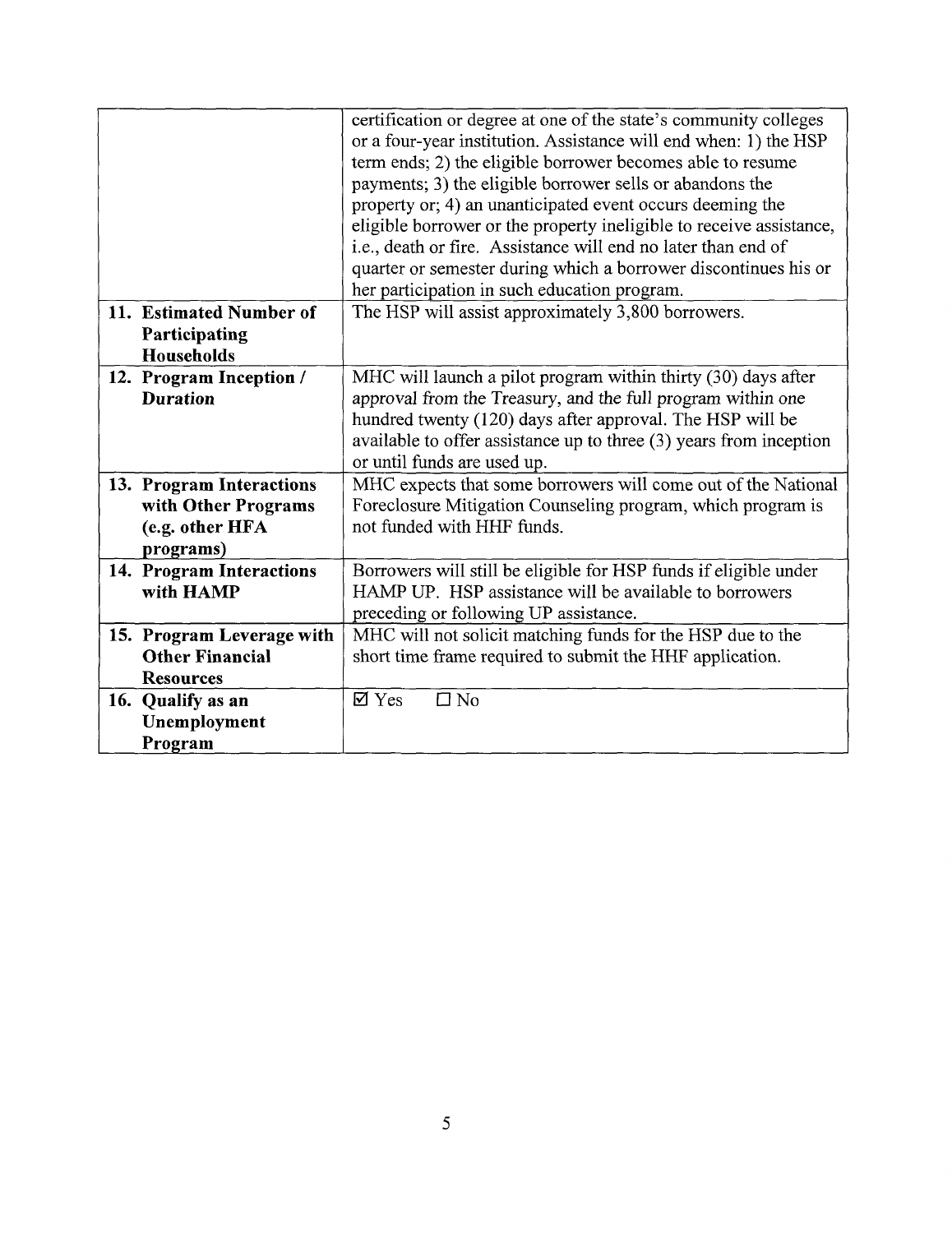| | |
|---|---|
| | certification or degree at one of the state's community colleges or a four-year institution. Assistance will end when: 1) the HSP term ends; 2) the eligible borrower becomes able to resume payments; 3) the eligible borrower sells or abandons the property or; 4) an unanticipated event occurs deeming the eligible borrower or the property ineligible to receive assistance, i.e., death or fire. Assistance will end no later than end of quarter or semester during which a borrower discontinues his or her participation in such education program. |
| **11. Estimated Number of Participating Households** | The HSP will assist approximately 3,800 borrowers. |
| **12. Program Inception / Duration** | MHC will launch a pilot program within thirty (30) days after approval from the Treasury, and the full program within one hundred twenty (120) days after approval. The HSP will be available to offer assistance up to three (3) years from inception or until funds are used up. |
| **13. Program Interactions with Other Programs (e.g. other HFA programs)** | MHC expects that some borrowers will come out of the National Foreclosure Mitigation Counseling program, which program is not funded with HHF funds. |
| **14. Program Interactions with HAMP** | Borrowers will still be eligible for HSP funds if eligible under HAMP UP. HSP assistance will be available to borrowers preceding or following UP assistance. |
| **15. Program Leverage with Other Financial Resources** | MHC will not solicit matching funds for the HSP due to the short time frame required to submit the HHF application. |
| **16. Qualify as an Unemployment Program** | ☑ Yes ☐ No |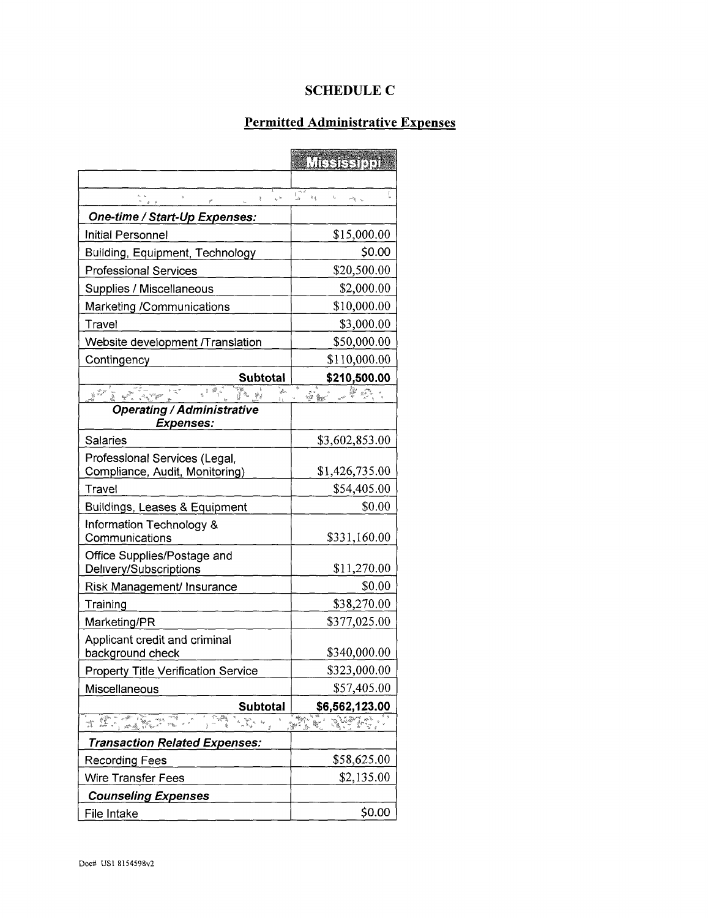## SCHEDULE C

## Permitted Administrative Expenses

| | Mississippi |
|---|---|
| | |
| | |
| ***One-time / Start-Up Expenses:*** | |
| Initial Personnel | $15,000.00 |
| Building, Equipment, Technology | $0.00 |
| Professional Services | $20,500.00 |
| Supplies / Miscellaneous | $2,000.00 |
| Marketing /Communications | $10,000.00 |
| Travel | $3,000.00 |
| Website development /Translation | $50,000.00 |
| Contingency | $110,000.00 |
| **Subtotal** | **$210,500.00** |
| | |
| ***Operating / Administrative Expenses:*** | |
| Salaries | $3,602,853.00 |
| Professional Services (Legal, Compliance, Audit, Monitoring) | $1,426,735.00 |
| Travel | $54,405.00 |
| Buildings, Leases & Equipment | $0.00 |
| Information Technology & Communications | $331,160.00 |
| Office Supplies/Postage and Delivery/Subscriptions | $11,270.00 |
| Risk Management/ Insurance | $0.00 |
| Training | $38,270.00 |
| Marketing/PR | $377,025.00 |
| Applicant credit and criminal background check | $340,000.00 |
| Property Title Verification Service | $323,000.00 |
| Miscellaneous | $57,405.00 |
| **Subtotal** | **$6,562,123.00** |
| | |
| ***Transaction Related Expenses:*** | |
| Recording Fees | $58,625.00 |
| Wire Transfer Fees | $2,135.00 |
| ***Counseling Expenses*** | |
| File Intake | $0.00 |

Doc# US1 8154598v2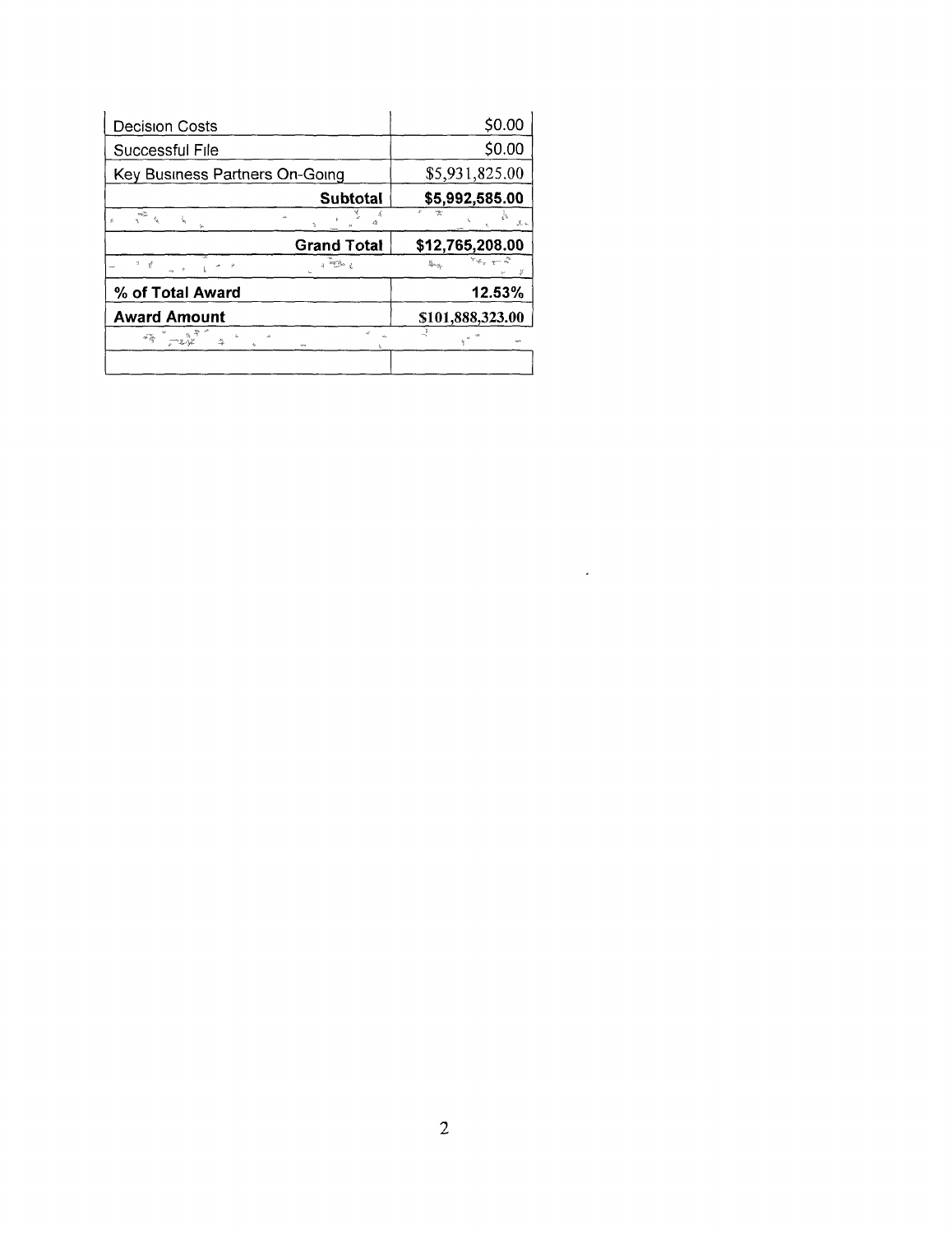| | |
|---|---|
| Decision Costs | $0.00 |
| Successful File | $0.00 |
| Key Business Partners On-Going | $5,931,825.00 |
| **Subtotal** | **$5,992,585.00** |
| | |
| **Grand Total** | **$12,765,208.00** |
| | |
| **% of Total Award** | **12.53%** |
| **Award Amount** | **$101,888,323.00** |
| | |
| | |